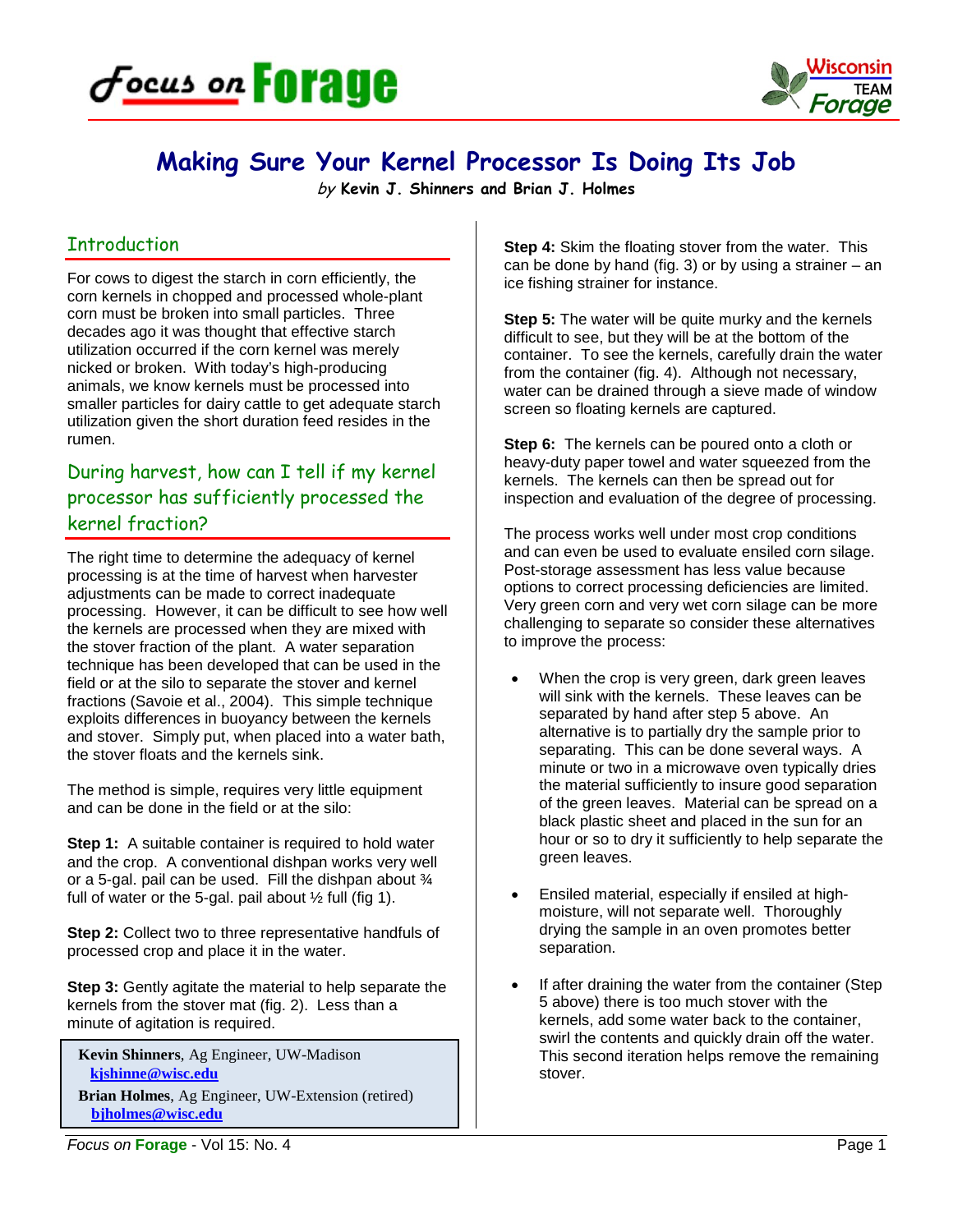# Making Sure Your Kernel Processor Is Doing Its Job

*by* **Kevin J. Shinners and Brian J. Holmes**

## Introduction

For cows to digest the starch in corn efficiently, the corn kernels in chopped and processed whole-plant corn must be broken into small particles. Three decades ago it was thought that effective starch utilization occurred if the corn kernel was merely nicked or broken. With today's high-producing animals, we know kernels must be processed into smaller particles for dairy cattle to get adequate starch utilization given the short duration feed resides in the rumen.

## During harvest, how can I tell if my kernel processor has sufficiently processed the kernel fraction?

The right time to determine the adequacy of kernel processing is at the time of harvest when harvester adjustments can be made to correct inadequate processing. However, it can be difficult to see how well the kernels are processed when they are mixed with the stover fraction of the plant. A water separation technique has been developed that can be used in the field or at the silo to separate the stover and kernel fractions (Savoie et al., 2004). This simple technique exploits differences in buoyancy between the kernels and stover. Simply put, when placed into a water bath, the stover floats and the kernels sink.

The method is simple, requires very little equipment and can be done in the field or at the silo:

**Step 1:** A suitable container is required to hold water and the crop. A conventional dishpan works very well or a 5-gal. pail can be used. Fill the dishpan about ¾ full of water or the 5-gal. pail about ½ full (fig 1).

**Step 2:** Collect two to three representative handfuls of processed crop and place it in the water.

**Step 3:** Gently agitate the material to help separate the kernels from the stover mat (fig. 2). Less than a minute of agitation is required.

> **Kevin Shinners**, Ag Engineer, UW-Madison
> kjshinne@wisc.edu
>
> **Brian Holmes**, Ag Engineer, UW-Extension (retired)
> bjholmes@wisc.edu

**Step 4:** Skim the floating stover from the water. This can be done by hand (fig. 3) or by using a strainer – an ice fishing strainer for instance.

**Step 5:** The water will be quite murky and the kernels difficult to see, but they will be at the bottom of the container. To see the kernels, carefully drain the water from the container (fig. 4). Although not necessary, water can be drained through a sieve made of window screen so floating kernels are captured.

**Step 6:** The kernels can be poured onto a cloth or heavy-duty paper towel and water squeezed from the kernels. The kernels can then be spread out for inspection and evaluation of the degree of processing.

The process works well under most crop conditions and can even be used to evaluate ensiled corn silage. Post-storage assessment has less value because options to correct processing deficiencies are limited. Very green corn and very wet corn silage can be more challenging to separate so consider these alternatives to improve the process:

- When the crop is very green, dark green leaves will sink with the kernels. These leaves can be separated by hand after step 5 above. An alternative is to partially dry the sample prior to separating. This can be done several ways. A minute or two in a microwave oven typically dries the material sufficiently to insure good separation of the green leaves. Material can be spread on a black plastic sheet and placed in the sun for an hour or so to dry it sufficiently to help separate the green leaves.

- Ensiled material, especially if ensiled at high-moisture, will not separate well. Thoroughly drying the sample in an oven promotes better separation.

- If after draining the water from the container (Step 5 above) there is too much stover with the kernels, add some water back to the container, swirl the contents and quickly drain off the water. This second iteration helps remove the remaining stover.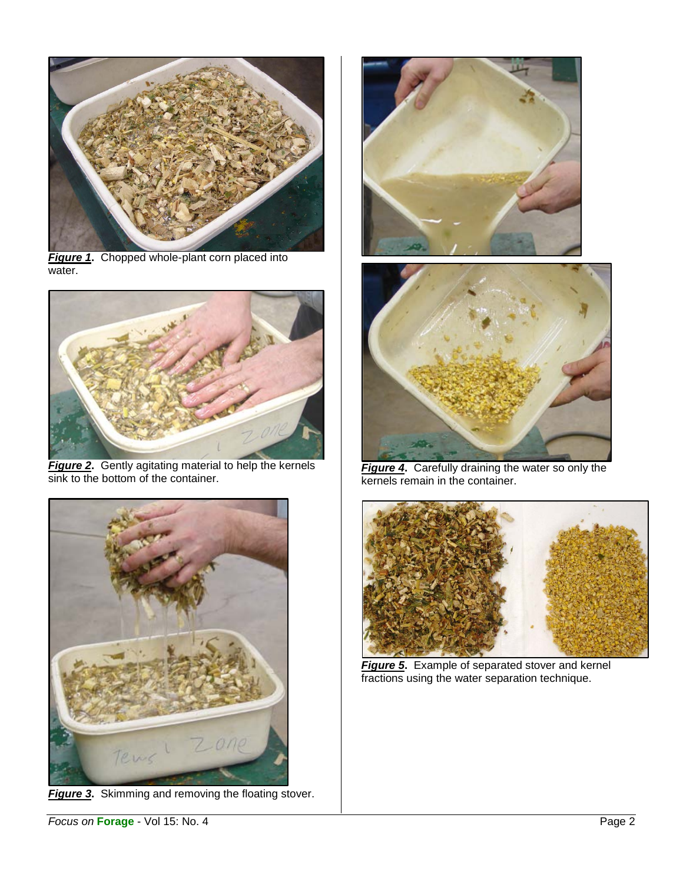***Figure 1*.** Chopped whole-plant corn placed into water.

***Figure 2*.** Gently agitating material to help the kernels sink to the bottom of the container.

***Figure 3*.** Skimming and removing the floating stover.

***Figure 4*.** Carefully draining the water so only the kernels remain in the container.

***Figure 5*.** Example of separated stover and kernel fractions using the water separation technique.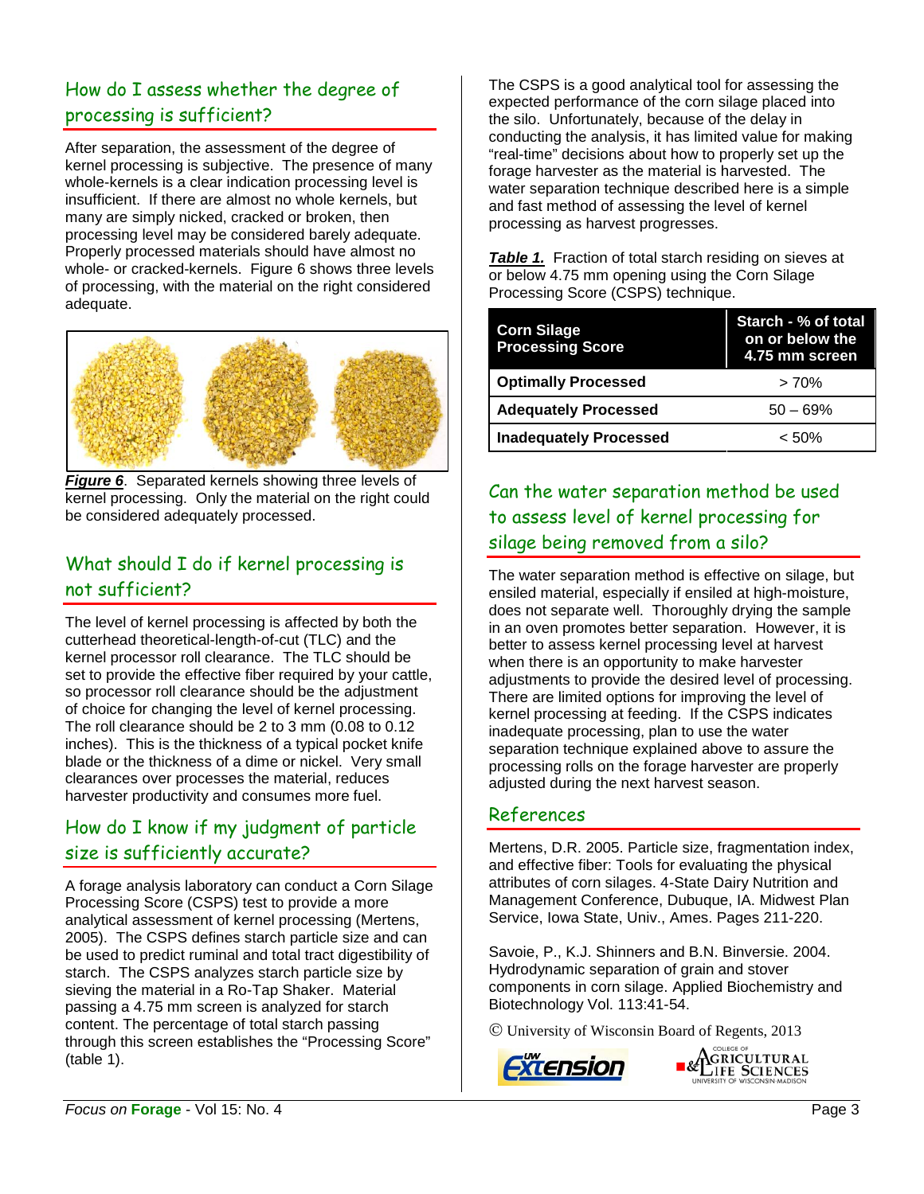## How do I assess whether the degree of processing is sufficient?

After separation, the assessment of the degree of kernel processing is subjective. The presence of many whole-kernels is a clear indication processing level is insufficient. If there are almost no whole kernels, but many are simply nicked, cracked or broken, then processing level may be considered barely adequate. Properly processed materials should have almost no whole- or cracked-kernels. Figure 6 shows three levels of processing, with the material on the right considered adequate.

***Figure 6***. Separated kernels showing three levels of kernel processing. Only the material on the right could be considered adequately processed.

## What should I do if kernel processing is not sufficient?

The level of kernel processing is affected by both the cutterhead theoretical-length-of-cut (TLC) and the kernel processor roll clearance. The TLC should be set to provide the effective fiber required by your cattle, so processor roll clearance should be the adjustment of choice for changing the level of kernel processing. The roll clearance should be 2 to 3 mm (0.08 to 0.12 inches). This is the thickness of a typical pocket knife blade or the thickness of a dime or nickel. Very small clearances over processes the material, reduces harvester productivity and consumes more fuel.

## How do I know if my judgment of particle size is sufficiently accurate?

A forage analysis laboratory can conduct a Corn Silage Processing Score (CSPS) test to provide a more analytical assessment of kernel processing (Mertens, 2005). The CSPS defines starch particle size and can be used to predict ruminal and total tract digestibility of starch. The CSPS analyzes starch particle size by sieving the material in a Ro-Tap Shaker. Material passing a 4.75 mm screen is analyzed for starch content. The percentage of total starch passing through this screen establishes the "Processing Score" (table 1).

The CSPS is a good analytical tool for assessing the expected performance of the corn silage placed into the silo. Unfortunately, because of the delay in conducting the analysis, it has limited value for making "real-time" decisions about how to properly set up the forage harvester as the material is harvested. The water separation technique described here is a simple and fast method of assessing the level of kernel processing as harvest progresses.

***Table 1.*** Fraction of total starch residing on sieves at or below 4.75 mm opening using the Corn Silage Processing Score (CSPS) technique.

| Corn Silage Processing Score | Starch - % of total on or below the 4.75 mm screen |
|---|---|
| **Optimally Processed** | > 70% |
| **Adequately Processed** | 50 – 69% |
| **Inadequately Processed** | < 50% |

## Can the water separation method be used to assess level of kernel processing for silage being removed from a silo?

The water separation method is effective on silage, but ensiled material, especially if ensiled at high-moisture, does not separate well. Thoroughly drying the sample in an oven promotes better separation. However, it is better to assess kernel processing level at harvest when there is an opportunity to make harvester adjustments to provide the desired level of processing. There are limited options for improving the level of kernel processing at feeding. If the CSPS indicates inadequate processing, plan to use the water separation technique explained above to assure the processing rolls on the forage harvester are properly adjusted during the next harvest season.

## References

Mertens, D.R. 2005. Particle size, fragmentation index, and effective fiber: Tools for evaluating the physical attributes of corn silages. 4-State Dairy Nutrition and Management Conference, Dubuque, IA. Midwest Plan Service, Iowa State, Univ., Ames. Pages 211-220.

Savoie, P., K.J. Shinners and B.N. Binversie. 2004. Hydrodynamic separation of grain and stover components in corn silage. Applied Biochemistry and Biotechnology Vol. 113:41-54.

© University of Wisconsin Board of Regents, 2013